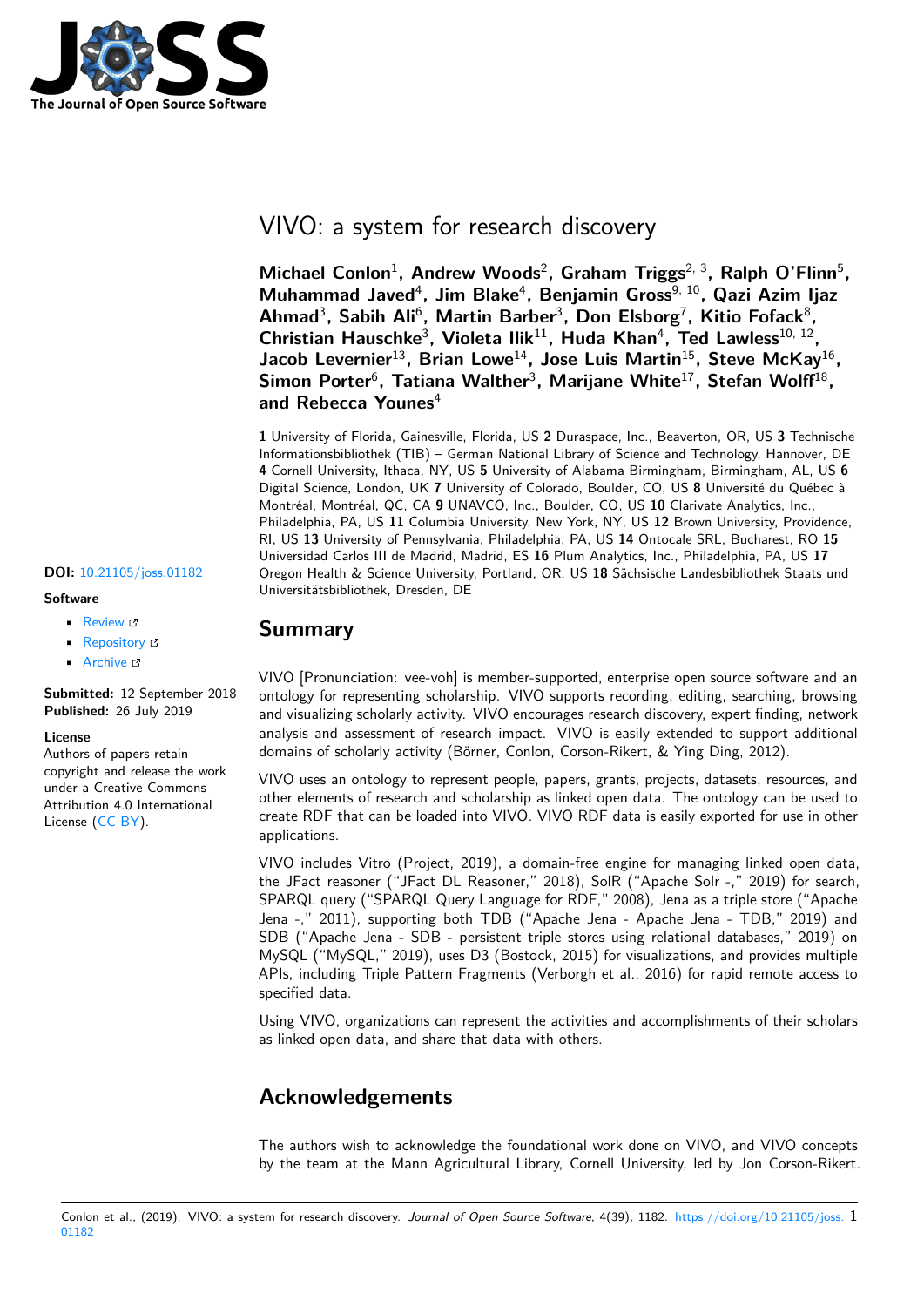# VIVO: a system for research discovery

**Michael Conlon**[1], **Andrew Woods**[2], **Graham Triggs**[2, 3], **Ralph O'Flinn**[5], **Muhammad Javed**[4], **Jim Blake**[4], **Benjamin Gross**[9, 10], **Qazi Azim Ijaz Ahmad**[3], **Sabih Ali**[6], **Martin Barber**[3], **Don Elsborg**[7], **Kitio Fofack**[8], **Christian Hauschke**[3], **Violeta Ilik**[11], **Huda Khan**[4], **Ted Lawless**[10, 12], **Jacob Levernier**[13], **Brian Lowe**[14], **Jose Luis Martin**[15], **Steve McKay**[16], **Simon Porter**[6], **Tatiana Walther**[3], **Marijane White**[17], **Stefan Wolff**[18], **and Rebecca Younes**[4]

**1** University of Florida, Gainesville, Florida, US **2** Duraspace, Inc., Beaverton, OR, US **3** Technische Informationsbibliothek (TIB) – German National Library of Science and Technology, Hannover, DE **4** Cornell University, Ithaca, NY, US **5** University of Alabama Birmingham, Birmingham, AL, US **6** Digital Science, London, UK **7** University of Colorado, Boulder, CO, US **8** Université du Québec à Montréal, Montréal, QC, CA **9** UNAVCO, Inc., Boulder, CO, US **10** Clarivate Analytics, Inc., Philadelphia, PA, US **11** Columbia University, New York, NY, US **12** Brown University, Providence, RI, US **13** University of Pennsylvania, Philadelphia, PA, US **14** Ontocale SRL, Bucharest, RO **15** Universidad Carlos III de Madrid, Madrid, ES **16** Plum Analytics, Inc., Philadelphia, PA, US **17** Oregon Health & Science University, Portland, OR, US **18** Sächsische Landesbibliothek Staats und Universitätsbibliothek, Dresden, DE

**DOI:** 10.21105/joss.01182

**Software**

- Review
- Repository
- Archive

**Submitted:** 12 September 2018
**Published:** 26 July 2019

**License**
Authors of papers retain copyright and release the work under a Creative Commons Attribution 4.0 International License (CC-BY).

## Summary

VIVO [Pronunciation: vee-voh] is member-supported, enterprise open source software and an ontology for representing scholarship. VIVO supports recording, editing, searching, browsing and visualizing scholarly activity. VIVO encourages research discovery, expert finding, network analysis and assessment of research impact. VIVO is easily extended to support additional domains of scholarly activity (Börner, Conlon, Corson-Rikert, & Ying Ding, 2012).

VIVO uses an ontology to represent people, papers, grants, projects, datasets, resources, and other elements of research and scholarship as linked open data. The ontology can be used to create RDF that can be loaded into VIVO. VIVO RDF data is easily exported for use in other applications.

VIVO includes Vitro (Project, 2019), a domain-free engine for managing linked open data, the JFact reasoner ("JFact DL Reasoner," 2018), SolR ("Apache Solr -," 2019) for search, SPARQL query ("SPARQL Query Language for RDF," 2008), Jena as a triple store ("Apache Jena -," 2011), supporting both TDB ("Apache Jena - Apache Jena - TDB," 2019) and SDB ("Apache Jena - SDB - persistent triple stores using relational databases," 2019) on MySQL ("MySQL," 2019), uses D3 (Bostock, 2015) for visualizations, and provides multiple APIs, including Triple Pattern Fragments (Verborgh et al., 2016) for rapid remote access to specified data.

Using VIVO, organizations can represent the activities and accomplishments of their scholars as linked open data, and share that data with others.

## Acknowledgements

The authors wish to acknowledge the foundational work done on VIVO, and VIVO concepts by the team at the Mann Agricultural Library, Cornell University, led by Jon Corson-Rikert.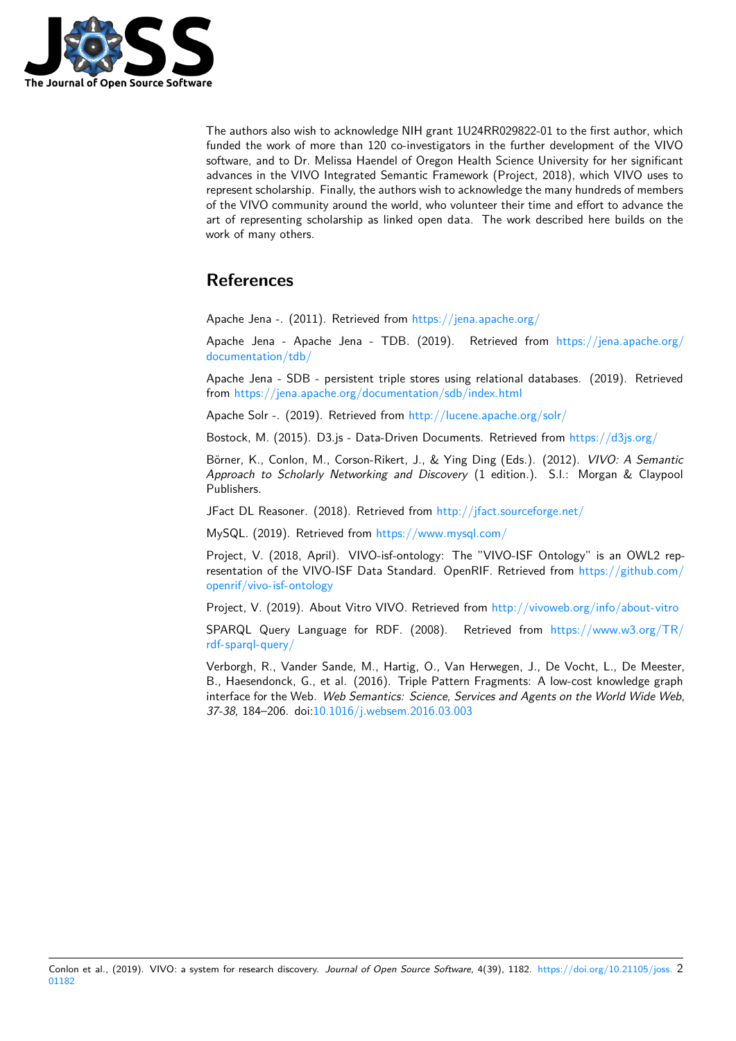The authors also wish to acknowledge NIH grant 1U24RR029822-01 to the first author, which funded the work of more than 120 co-investigators in the further development of the VIVO software, and to Dr. Melissa Haendel of Oregon Health Science University for her significant advances in the VIVO Integrated Semantic Framework (Project, 2018), which VIVO uses to represent scholarship. Finally, the authors wish to acknowledge the many hundreds of members of the VIVO community around the world, who volunteer their time and effort to advance the art of representing scholarship as linked open data. The work described here builds on the work of many others.

# References

Apache Jena -. (2011). Retrieved from https://jena.apache.org/

Apache Jena - Apache Jena - TDB. (2019). Retrieved from https://jena.apache.org/documentation/tdb/

Apache Jena - SDB - persistent triple stores using relational databases. (2019). Retrieved from https://jena.apache.org/documentation/sdb/index.html

Apache Solr -. (2019). Retrieved from http://lucene.apache.org/solr/

Bostock, M. (2015). D3.js - Data-Driven Documents. Retrieved from https://d3js.org/

Börner, K., Conlon, M., Corson-Rikert, J., & Ying Ding (Eds.). (2012). *VIVO: A Semantic Approach to Scholarly Networking and Discovery* (1 edition.). S.l.: Morgan & Claypool Publishers.

JFact DL Reasoner. (2018). Retrieved from http://jfact.sourceforge.net/

MySQL. (2019). Retrieved from https://www.mysql.com/

Project, V. (2018, April). VIVO-isf-ontology: The "VIVO-ISF Ontology" is an OWL2 representation of the VIVO-ISF Data Standard. OpenRIF. Retrieved from https://github.com/openrif/vivo-isf-ontology

Project, V. (2019). About Vitro VIVO. Retrieved from http://vivoweb.org/info/about-vitro

SPARQL Query Language for RDF. (2008). Retrieved from https://www.w3.org/TR/rdf-sparql-query/

Verborgh, R., Vander Sande, M., Hartig, O., Van Herwegen, J., De Vocht, L., De Meester, B., Haesendonck, G., et al. (2016). Triple Pattern Fragments: A low-cost knowledge graph interface for the Web. *Web Semantics: Science, Services and Agents on the World Wide Web*, *37-38*, 184–206. doi:10.1016/j.websem.2016.03.003